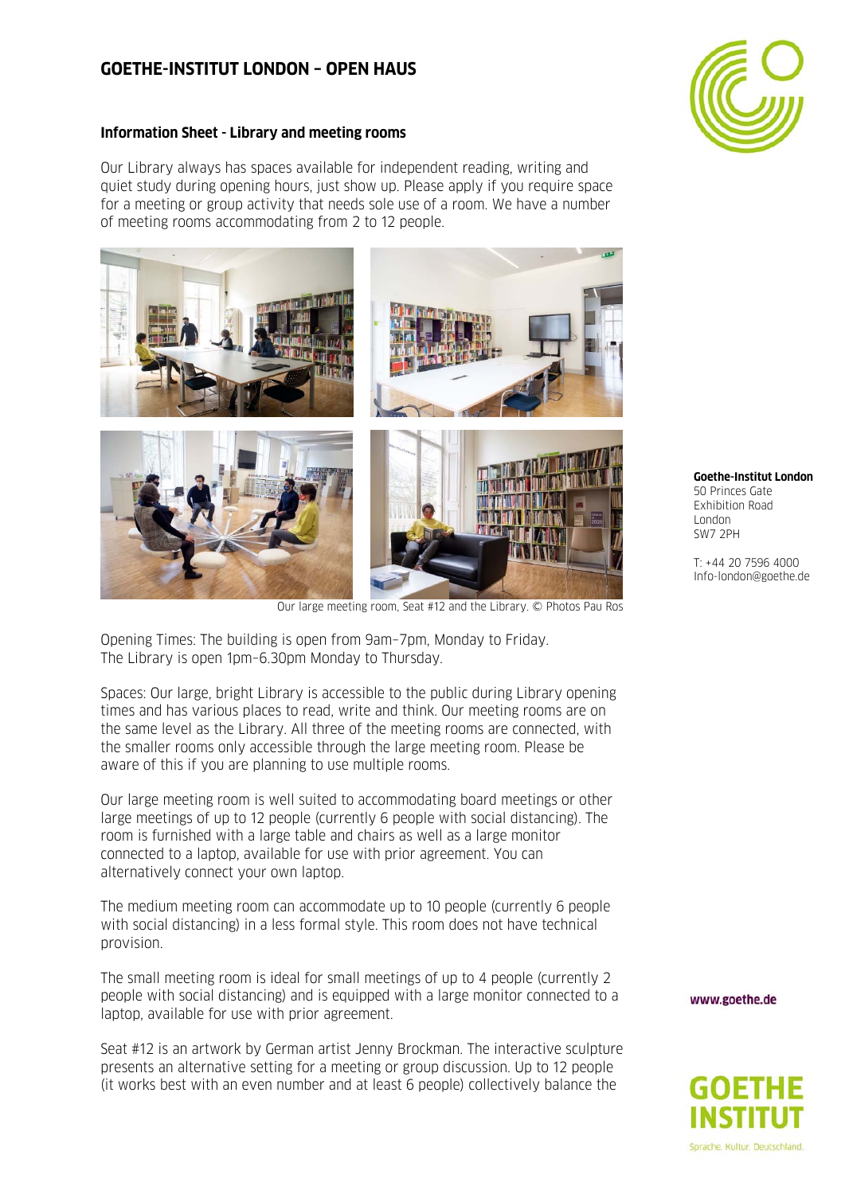# GOETHE-INSTITUT LONDON – OPEN HAUS

**Information Sheet - Library and meeting rooms**

Our Library always has spaces available for independent reading, writing and quiet study during opening hours, just show up. Please apply if you require space for a meeting or group activity that needs sole use of a room. We have a number of meeting rooms accommodating from 2 to 12 people.

Our large meeting room, Seat #12 and the Library. © Photos Pau Ros

Opening Times: The building is open from 9am–7pm, Monday to Friday. The Library is open 1pm–6.30pm Monday to Thursday.

Spaces: Our large, bright Library is accessible to the public during Library opening times and has various places to read, write and think. Our meeting rooms are on the same level as the Library. All three of the meeting rooms are connected, with the smaller rooms only accessible through the large meeting room. Please be aware of this if you are planning to use multiple rooms.

Our large meeting room is well suited to accommodating board meetings or other large meetings of up to 12 people (currently 6 people with social distancing). The room is furnished with a large table and chairs as well as a large monitor connected to a laptop, available for use with prior agreement. You can alternatively connect your own laptop.

The medium meeting room can accommodate up to 10 people (currently 6 people with social distancing) in a less formal style. This room does not have technical provision.

The small meeting room is ideal for small meetings of up to 4 people (currently 2 people with social distancing) and is equipped with a large monitor connected to a laptop, available for use with prior agreement.

Seat #12 is an artwork by German artist Jenny Brockman. The interactive sculpture presents an alternative setting for a meeting or group discussion. Up to 12 people (it works best with an even number and at least 6 people) collectively balance the

**Goethe-Institut London**
50 Princes Gate
Exhibition Road
London
SW7 2PH

T: +44 20 7596 4000
Info-london@goethe.de

www.goethe.de

GOETHE INSTITUT
Sprache. Kultur. Deutschland.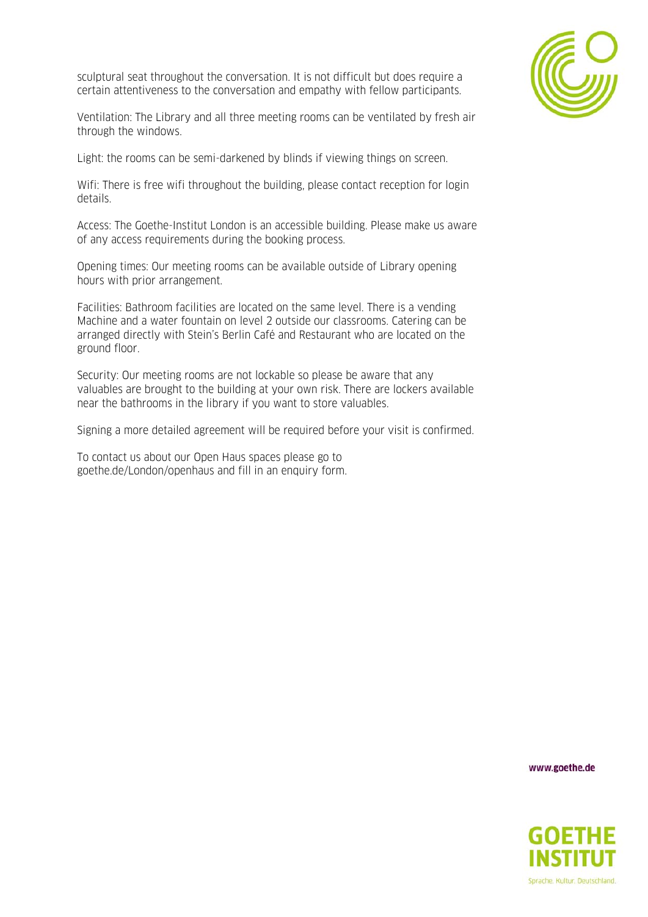sculptural seat throughout the conversation. It is not difficult but does require a certain attentiveness to the conversation and empathy with fellow participants.

Ventilation: The Library and all three meeting rooms can be ventilated by fresh air through the windows.

Light: the rooms can be semi-darkened by blinds if viewing things on screen.

Wifi: There is free wifi throughout the building, please contact reception for login details.

Access: The Goethe-Institut London is an accessible building. Please make us aware of any access requirements during the booking process.

Opening times: Our meeting rooms can be available outside of Library opening hours with prior arrangement.

Facilities: Bathroom facilities are located on the same level. There is a vending Machine and a water fountain on level 2 outside our classrooms. Catering can be arranged directly with Stein's Berlin Café and Restaurant who are located on the ground floor.

Security: Our meeting rooms are not lockable so please be aware that any valuables are brought to the building at your own risk. There are lockers available near the bathrooms in the library if you want to store valuables.

Signing a more detailed agreement will be required before your visit is confirmed.

To contact us about our Open Haus spaces please go to goethe.de/London/openhaus and fill in an enquiry form.